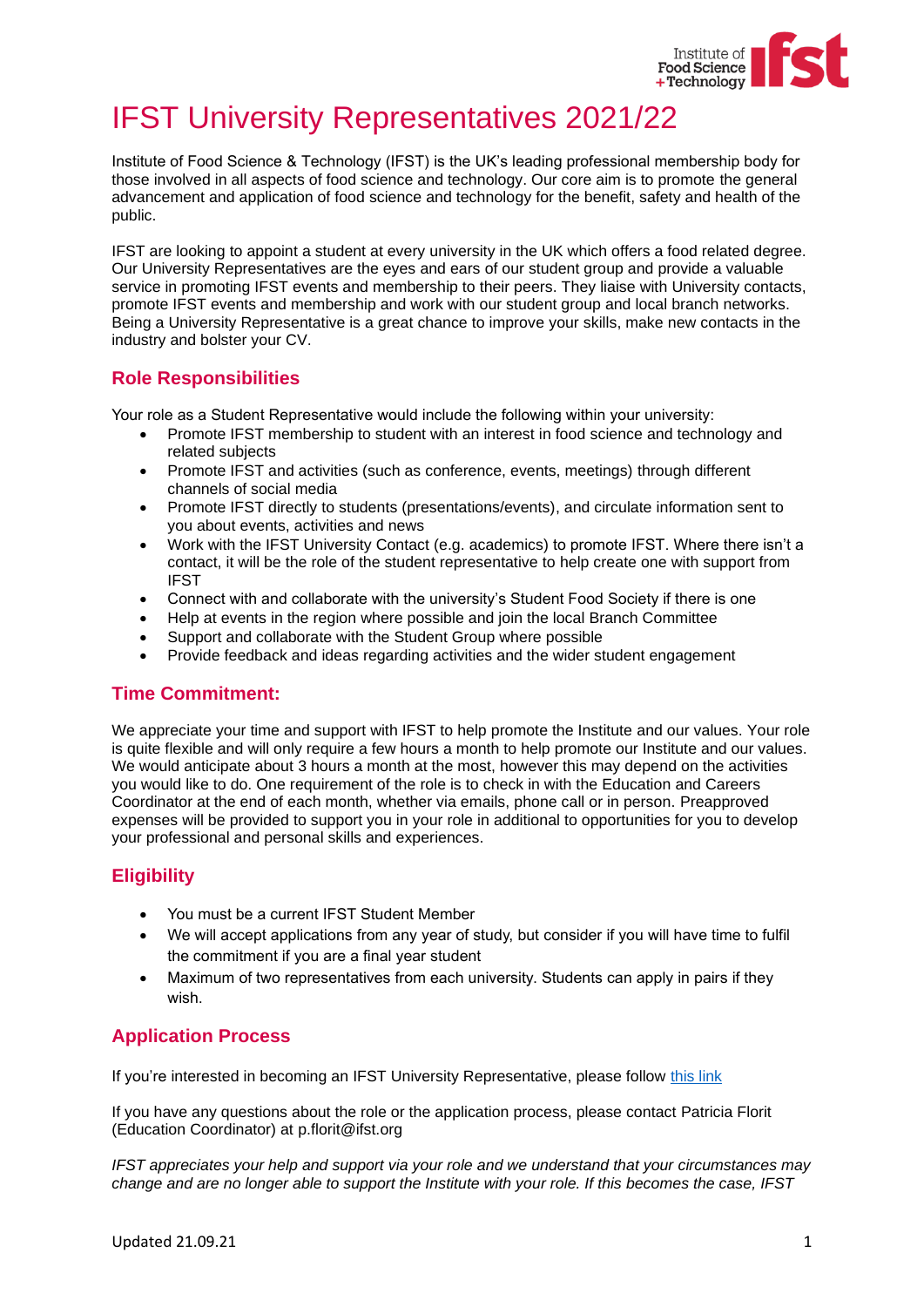# IFST University Representatives 2021/22

Institute of Food Science & Technology (IFST) is the UK's leading professional membership body for those involved in all aspects of food science and technology. Our core aim is to promote the general advancement and application of food science and technology for the benefit, safety and health of the public.

IFST are looking to appoint a student at every university in the UK which offers a food related degree. Our University Representatives are the eyes and ears of our student group and provide a valuable service in promoting IFST events and membership to their peers. They liaise with University contacts, promote IFST events and membership and work with our student group and local branch networks. Being a University Representative is a great chance to improve your skills, make new contacts in the industry and bolster your CV.

## Role Responsibilities

Your role as a Student Representative would include the following within your university:

- Promote IFST membership to student with an interest in food science and technology and related subjects
- Promote IFST and activities (such as conference, events, meetings) through different channels of social media
- Promote IFST directly to students (presentations/events), and circulate information sent to you about events, activities and news
- Work with the IFST University Contact (e.g. academics) to promote IFST. Where there isn't a contact, it will be the role of the student representative to help create one with support from IFST
- Connect with and collaborate with the university's Student Food Society if there is one
- Help at events in the region where possible and join the local Branch Committee
- Support and collaborate with the Student Group where possible
- Provide feedback and ideas regarding activities and the wider student engagement

## Time Commitment:

We appreciate your time and support with IFST to help promote the Institute and our values. Your role is quite flexible and will only require a few hours a month to help promote our Institute and our values. We would anticipate about 3 hours a month at the most, however this may depend on the activities you would like to do. One requirement of the role is to check in with the Education and Careers Coordinator at the end of each month, whether via emails, phone call or in person. Preapproved expenses will be provided to support you in your role in additional to opportunities for you to develop your professional and personal skills and experiences.

## Eligibility

- You must be a current IFST Student Member
- We will accept applications from any year of study, but consider if you will have time to fulfil the commitment if you are a final year student
- Maximum of two representatives from each university. Students can apply in pairs if they wish.

## Application Process

If you're interested in becoming an IFST University Representative, please follow [this link]

If you have any questions about the role or the application process, please contact Patricia Florit (Education Coordinator) at p.florit@ifst.org

*IFST appreciates your help and support via your role and we understand that your circumstances may change and are no longer able to support the Institute with your role. If this becomes the case, IFST*

Updated 21.09.21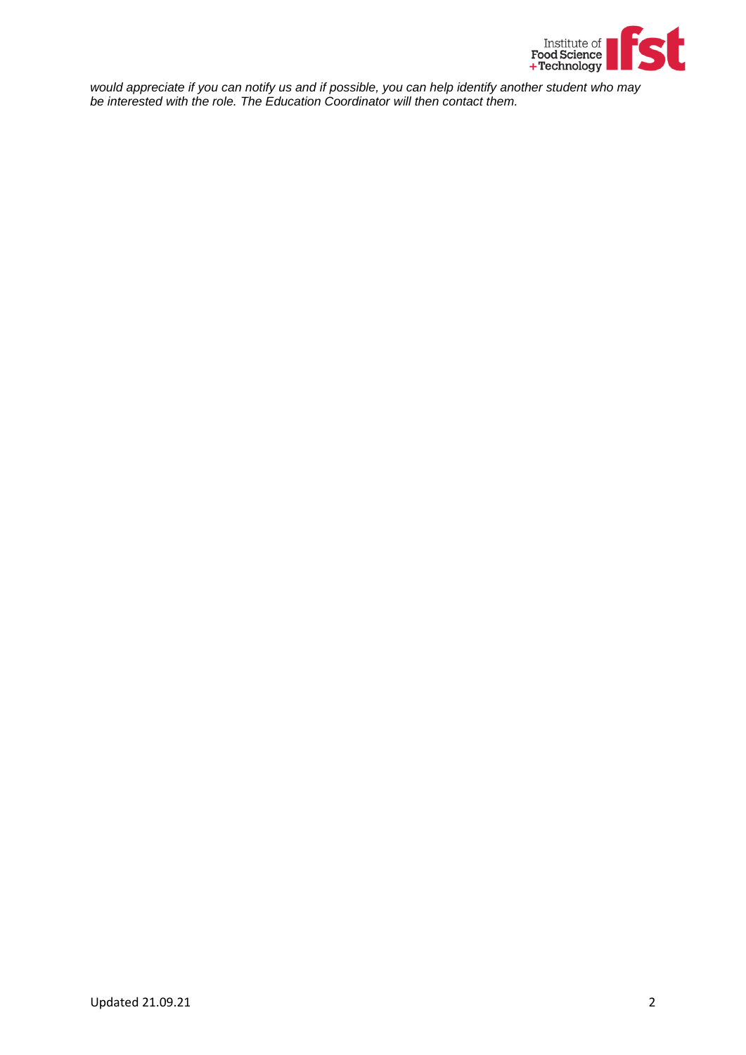*would appreciate if you can notify us and if possible, you can help identify another student who may be interested with the role. The Education Coordinator will then contact them.*

Updated 21.09.21